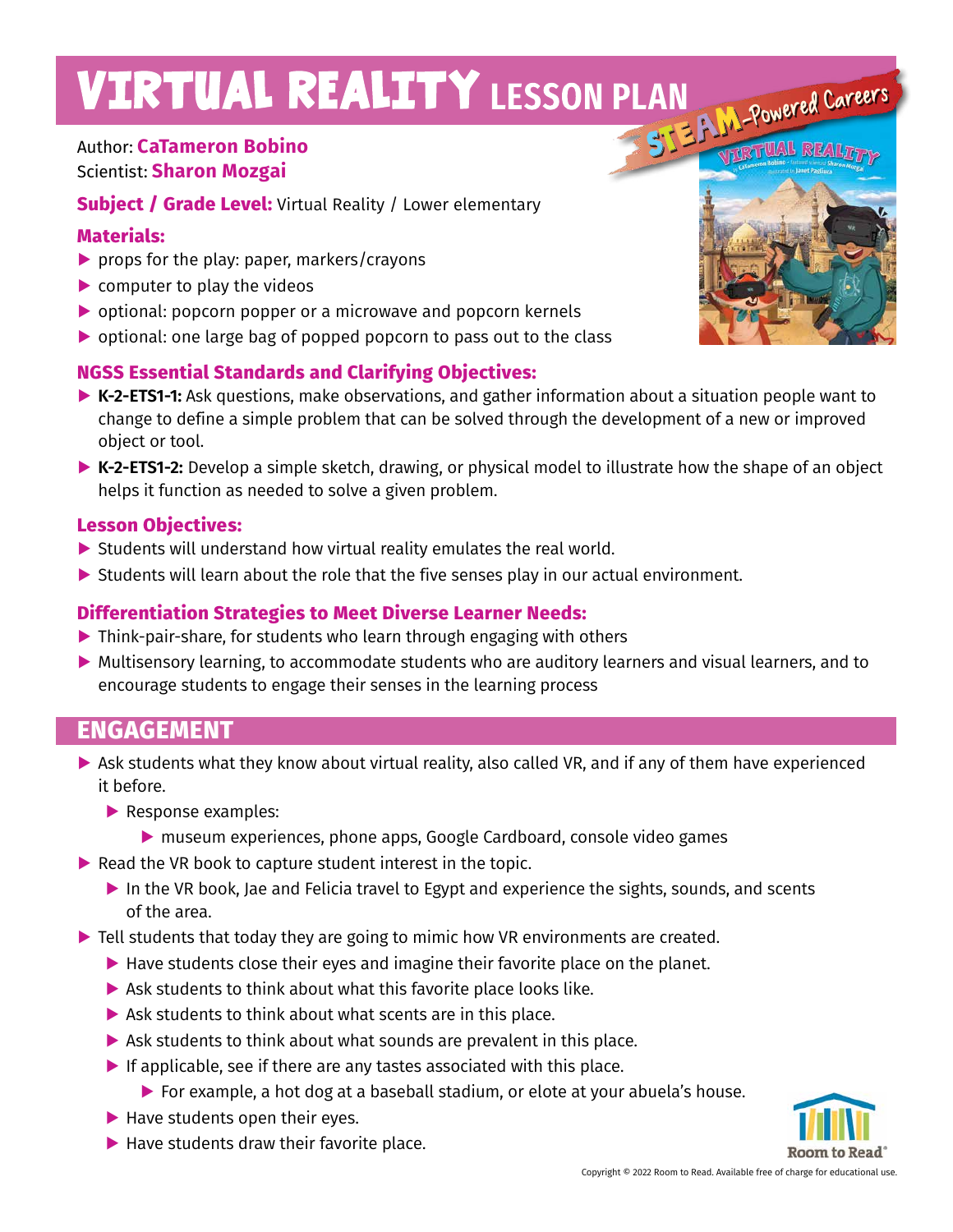# VIRTUAL REALITY LESSON PLAN

Author: **CaTameron Bobino**
Scientist: **Sharon Mozgai**

**Subject / Grade Level:** Virtual Reality / Lower elementary

## Materials:

- props for the play: paper, markers/crayons
- computer to play the videos
- optional: popcorn popper or a microwave and popcorn kernels
- optional: one large bag of popped popcorn to pass out to the class

## NGSS Essential Standards and Clarifying Objectives:

- **K-2-ETS1-1:** Ask questions, make observations, and gather information about a situation people want to change to define a simple problem that can be solved through the development of a new or improved object or tool.
- **K-2-ETS1-2:** Develop a simple sketch, drawing, or physical model to illustrate how the shape of an object helps it function as needed to solve a given problem.

## Lesson Objectives:

- Students will understand how virtual reality emulates the real world.
- Students will learn about the role that the five senses play in our actual environment.

## Differentiation Strategies to Meet Diverse Learner Needs:

- Think-pair-share, for students who learn through engaging with others
- Multisensory learning, to accommodate students who are auditory learners and visual learners, and to encourage students to engage their senses in the learning process

## ENGAGEMENT

- Ask students what they know about virtual reality, also called VR, and if any of them have experienced it before.
  - Response examples:
    - museum experiences, phone apps, Google Cardboard, console video games
- Read the VR book to capture student interest in the topic.
  - In the VR book, Jae and Felicia travel to Egypt and experience the sights, sounds, and scents of the area.
- Tell students that today they are going to mimic how VR environments are created.
  - Have students close their eyes and imagine their favorite place on the planet.
  - Ask students to think about what this favorite place looks like.
  - Ask students to think about what scents are in this place.
  - Ask students to think about what sounds are prevalent in this place.
  - If applicable, see if there are any tastes associated with this place.
    - For example, a hot dog at a baseball stadium, or elote at your abuela's house.
  - Have students open their eyes.
  - Have students draw their favorite place.

Copyright © 2022 Room to Read. Available free of charge for educational use.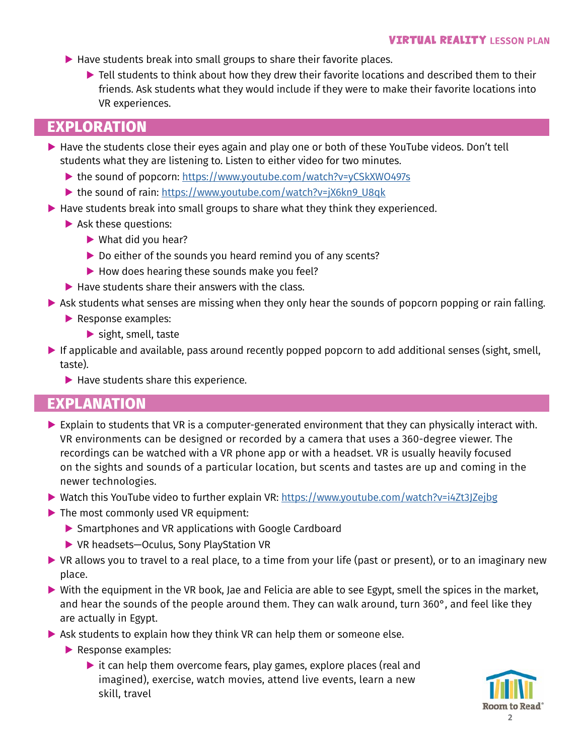- Have students break into small groups to share their favorite places.
  - Tell students to think about how they drew their favorite locations and described them to their friends. Ask students what they would include if they were to make their favorite locations into VR experiences.

## EXPLORATION

- Have the students close their eyes again and play one or both of these YouTube videos. Don't tell students what they are listening to. Listen to either video for two minutes.
  - the sound of popcorn: https://www.youtube.com/watch?v=yCSkXWO497s
  - the sound of rain: https://www.youtube.com/watch?v=jX6kn9_U8qk
- Have students break into small groups to share what they think they experienced.
  - Ask these questions:
    - What did you hear?
    - Do either of the sounds you heard remind you of any scents?
    - How does hearing these sounds make you feel?
  - Have students share their answers with the class.
- Ask students what senses are missing when they only hear the sounds of popcorn popping or rain falling.
  - Response examples:
    - sight, smell, taste
- If applicable and available, pass around recently popped popcorn to add additional senses (sight, smell, taste).
  - Have students share this experience.

## EXPLANATION

- Explain to students that VR is a computer-generated environment that they can physically interact with. VR environments can be designed or recorded by a camera that uses a 360-degree viewer. The recordings can be watched with a VR phone app or with a headset. VR is usually heavily focused on the sights and sounds of a particular location, but scents and tastes are up and coming in the newer technologies.
- Watch this YouTube video to further explain VR: https://www.youtube.com/watch?v=i4Zt3JZejbg
- The most commonly used VR equipment:
  - Smartphones and VR applications with Google Cardboard
  - VR headsets—Oculus, Sony PlayStation VR
- VR allows you to travel to a real place, to a time from your life (past or present), or to an imaginary new place.
- With the equipment in the VR book, Jae and Felicia are able to see Egypt, smell the spices in the market, and hear the sounds of the people around them. They can walk around, turn 360°, and feel like they are actually in Egypt.
- Ask students to explain how they think VR can help them or someone else.
  - Response examples:
    - it can help them overcome fears, play games, explore places (real and imagined), exercise, watch movies, attend live events, learn a new skill, travel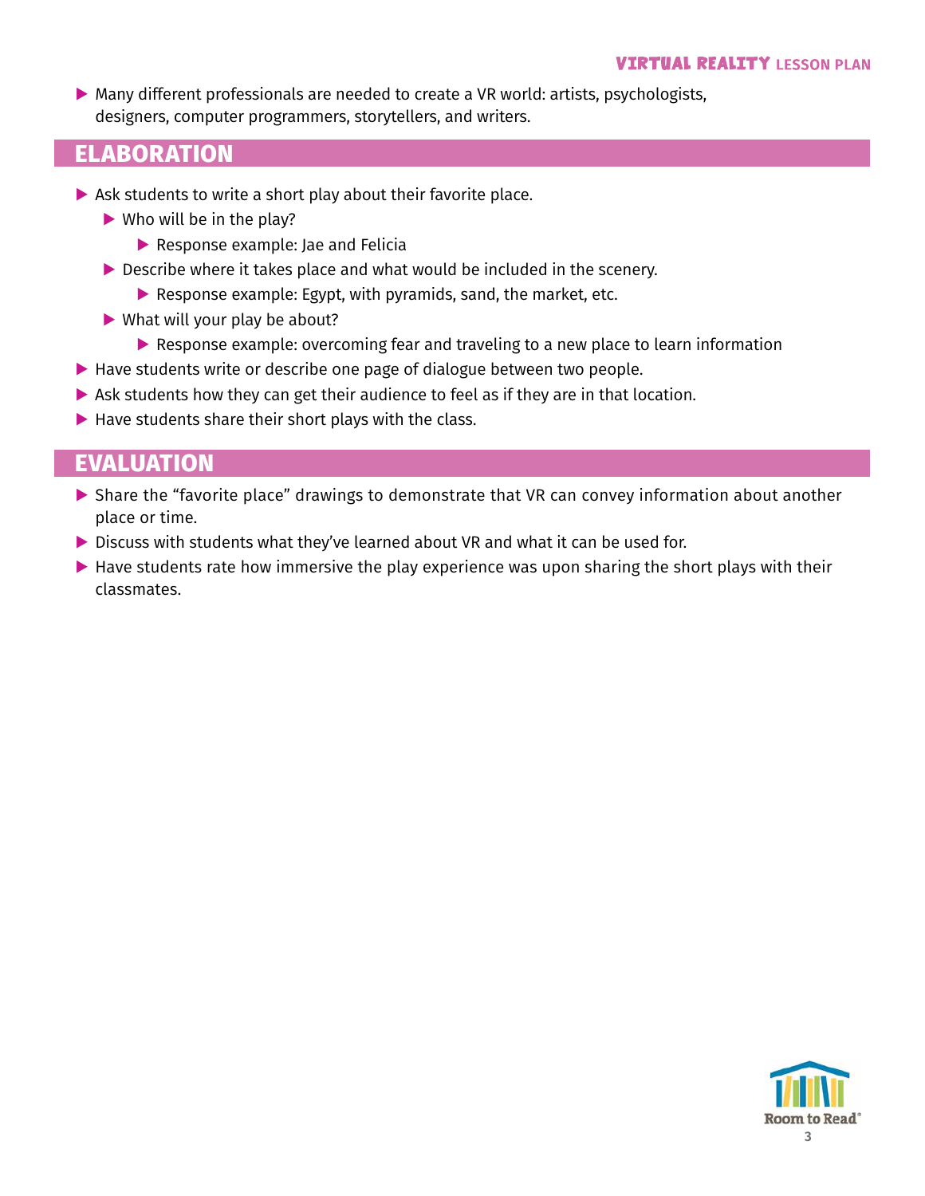- Many different professionals are needed to create a VR world: artists, psychologists, designers, computer programmers, storytellers, and writers.

## ELABORATION

- Ask students to write a short play about their favorite place.
  - Who will be in the play?
    - Response example: Jae and Felicia
  - Describe where it takes place and what would be included in the scenery.
    - Response example: Egypt, with pyramids, sand, the market, etc.
  - What will your play be about?
    - Response example: overcoming fear and traveling to a new place to learn information
- Have students write or describe one page of dialogue between two people.
- Ask students how they can get their audience to feel as if they are in that location.
- Have students share their short plays with the class.

## EVALUATION

- Share the "favorite place" drawings to demonstrate that VR can convey information about another place or time.
- Discuss with students what they've learned about VR and what it can be used for.
- Have students rate how immersive the play experience was upon sharing the short plays with their classmates.